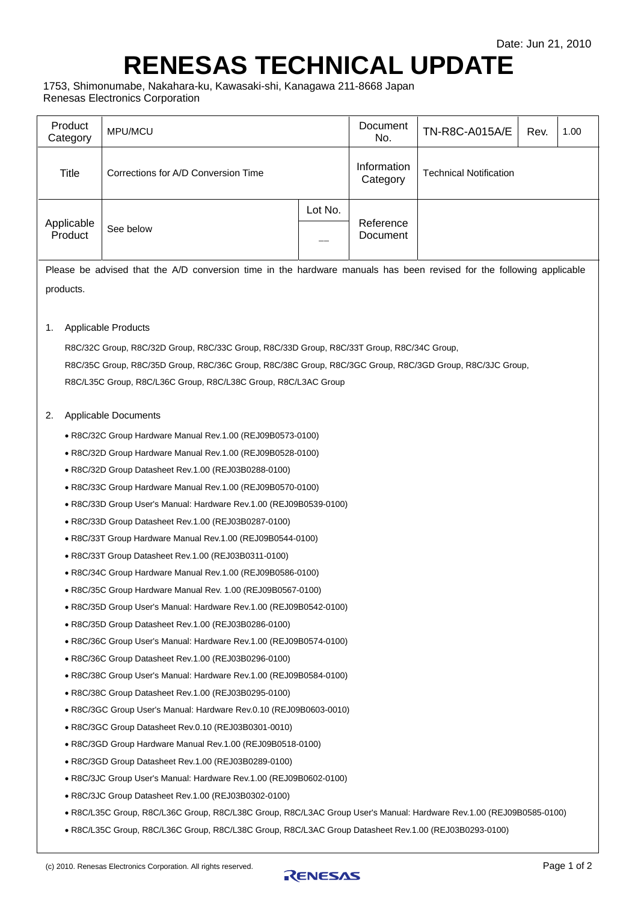Date: Jun 21, 2010

# RENESAS TECHNICAL UPDATE

1753, Shimonumabe, Nakahara-ku, Kawasaki-shi, Kanagawa 211-8668 Japan
Renesas Electronics Corporation

| Product Category | MPU/MCU | | Document No. | TN-R8C-A015A/E | Rev. | 1.00 |
|---|---|---|---|---|---|---|
| Title | Corrections for A/D Conversion Time | | Information Category | Technical Notification | | |
| Applicable Product | See below | Lot No. | Reference Document | | | |
| | | — | | | | |

Please be advised that the A/D conversion time in the hardware manuals has been revised for the following applicable products.

1. Applicable Products

   R8C/32C Group, R8C/32D Group, R8C/33C Group, R8C/33D Group, R8C/33T Group, R8C/34C Group,
   R8C/35C Group, R8C/35D Group, R8C/36C Group, R8C/38C Group, R8C/3GC Group, R8C/3GD Group, R8C/3JC Group,
   R8C/L35C Group, R8C/L36C Group, R8C/L38C Group, R8C/L3AC Group

2. Applicable Documents

   - R8C/32C Group Hardware Manual Rev.1.00 (REJ09B0573-0100)
   - R8C/32D Group Hardware Manual Rev.1.00 (REJ09B0528-0100)
   - R8C/32D Group Datasheet Rev.1.00 (REJ03B0288-0100)
   - R8C/33C Group Hardware Manual Rev.1.00 (REJ09B0570-0100)
   - R8C/33D Group User's Manual: Hardware Rev.1.00 (REJ09B0539-0100)
   - R8C/33D Group Datasheet Rev.1.00 (REJ03B0287-0100)
   - R8C/33T Group Hardware Manual Rev.1.00 (REJ09B0544-0100)
   - R8C/33T Group Datasheet Rev.1.00 (REJ03B0311-0100)
   - R8C/34C Group Hardware Manual Rev.1.00 (REJ09B0586-0100)
   - R8C/35C Group Hardware Manual Rev. 1.00 (REJ09B0567-0100)
   - R8C/35D Group User's Manual: Hardware Rev.1.00 (REJ09B0542-0100)
   - R8C/35D Group Datasheet Rev.1.00 (REJ03B0286-0100)
   - R8C/36C Group User's Manual: Hardware Rev.1.00 (REJ09B0574-0100)
   - R8C/36C Group Datasheet Rev.1.00 (REJ03B0296-0100)
   - R8C/38C Group User's Manual: Hardware Rev.1.00 (REJ09B0584-0100)
   - R8C/38C Group Datasheet Rev.1.00 (REJ03B0295-0100)
   - R8C/3GC Group User's Manual: Hardware Rev.0.10 (REJ09B0603-0010)
   - R8C/3GC Group Datasheet Rev.0.10 (REJ03B0301-0010)
   - R8C/3GD Group Hardware Manual Rev.1.00 (REJ09B0518-0100)
   - R8C/3GD Group Datasheet Rev.1.00 (REJ03B0289-0100)
   - R8C/3JC Group User's Manual: Hardware Rev.1.00 (REJ09B0602-0100)
   - R8C/3JC Group Datasheet Rev.1.00 (REJ03B0302-0100)
   - R8C/L35C Group, R8C/L36C Group, R8C/L38C Group, R8C/L3AC Group User's Manual: Hardware Rev.1.00 (REJ09B0585-0100)
   - R8C/L35C Group, R8C/L36C Group, R8C/L38C Group, R8C/L3AC Group Datasheet Rev.1.00 (REJ03B0293-0100)

(c) 2010. Renesas Electronics Corporation. All rights reserved.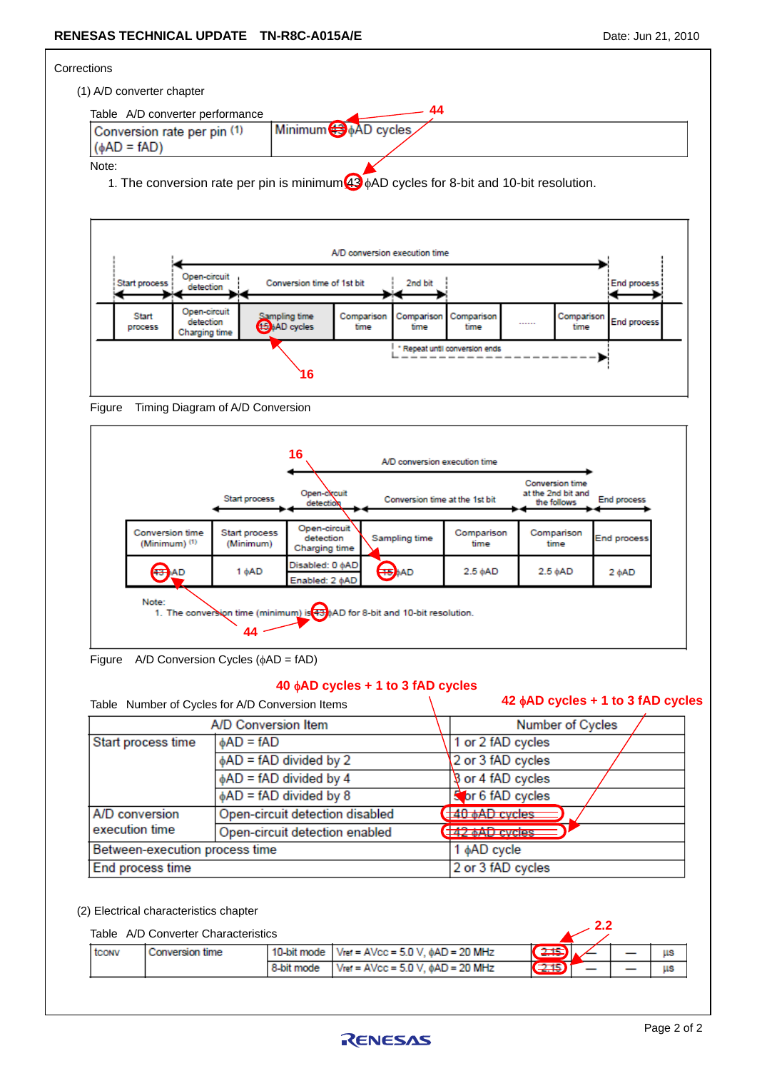Corrections

(1) A/D converter chapter

Table A/D converter performance

| | |
|---|---|
| Conversion rate per pin [(1)] ($\phi$AD = fAD) | Minimum ~~43~~ $\phi$AD cycles |

44

Note:

1. The conversion rate per pin is minimum ~~43~~ $\phi$AD cycles for 8-bit and 10-bit resolution.

A/D conversion execution time

Start process

Open-circuit detection

Conversion time of 1st bit

2nd bit

End process

Start process

Open-circuit detection Charging time

Sampling time ~~15~~ $\phi$AD cycles

Comparison time

Comparison time

Comparison time

......

Comparison time

End process

* Repeat until conversion ends

16

Figure Timing Diagram of A/D Conversion

16

A/D conversion execution time

Start process

Open-circuit detection

Conversion time at the 1st bit

Conversion time at the 2nd bit and the follows

End process

| Conversion time (Minimum) [(1)] | Start process (Minimum) | Open-circuit detection Charging time | Sampling time | Comparison time | Comparison time | End process |
|---|---|---|---|---|---|---|
| ~~43~~ $\phi$AD | 1 $\phi$AD | Disabled: 0 $\phi$AD<br>Enabled: 2 $\phi$AD | ~~15~~ $\phi$AD | 2.5 $\phi$AD | 2.5 $\phi$AD | 2 $\phi$AD |

Note:

1. The conversion time (minimum) is ~~43~~ $\phi$AD for 8-bit and 10-bit resolution.

44

Figure A/D Conversion Cycles ($\phi$AD = fAD)

**40 $\phi$AD cycles + 1 to 3 fAD cycles**

**42 $\phi$AD cycles + 1 to 3 fAD cycles**

Table Number of Cycles for A/D Conversion Items

| A/D Conversion Item | | Number of Cycles |
|---|---|---|
| Start process time | $\phi$AD = fAD | 1 or 2 fAD cycles |
| | $\phi$AD = fAD divided by 2 | 2 or 3 fAD cycles |
| | $\phi$AD = fAD divided by 4 | 3 or 4 fAD cycles |
| | $\phi$AD = fAD divided by 8 | 5 or 6 fAD cycles |
| A/D conversion execution time | Open-circuit detection disabled | ~~40 $\phi$AD cycles~~ |
| | Open-circuit detection enabled | ~~42 $\phi$AD cycles~~ |
| Between-execution process time | | 1 $\phi$AD cycle |
| End process time | | 2 or 3 fAD cycles |

(2) Electrical characteristics chapter

Table A/D Converter Characteristics

2.2

| | | | | | | | |
|---|---|---|---|---|---|---|---|
| tCONV | Conversion time | 10-bit mode | Vref = AVcc = 5.0 V, $\phi$AD = 20 MHz | ~~2.15~~ | — | — | µs |
| | | 8-bit mode | Vref = AVcc = 5.0 V, $\phi$AD = 20 MHz | ~~2.15~~ | — | — | µs |